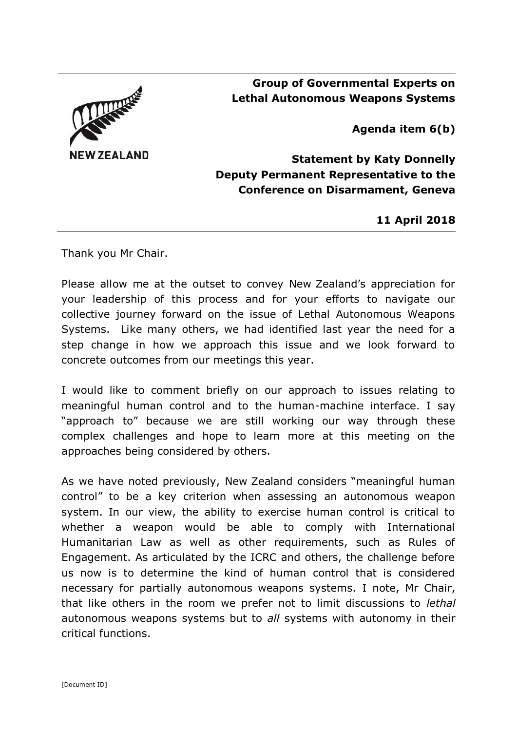NEW ZEALAND

**Group of Governmental Experts on Lethal Autonomous Weapons Systems**

**Agenda item 6(b)**

**Statement by Katy Donnelly**
**Deputy Permanent Representative to the Conference on Disarmament, Geneva**

**11 April 2018**

---

Thank you Mr Chair.

Please allow me at the outset to convey New Zealand's appreciation for your leadership of this process and for your efforts to navigate our collective journey forward on the issue of Lethal Autonomous Weapons Systems. Like many others, we had identified last year the need for a step change in how we approach this issue and we look forward to concrete outcomes from our meetings this year.

I would like to comment briefly on our approach to issues relating to meaningful human control and to the human-machine interface. I say "approach to" because we are still working our way through these complex challenges and hope to learn more at this meeting on the approaches being considered by others.

As we have noted previously, New Zealand considers "meaningful human control" to be a key criterion when assessing an autonomous weapon system. In our view, the ability to exercise human control is critical to whether a weapon would be able to comply with International Humanitarian Law as well as other requirements, such as Rules of Engagement. As articulated by the ICRC and others, the challenge before us now is to determine the kind of human control that is considered necessary for partially autonomous weapons systems. I note, Mr Chair, that like others in the room we prefer not to limit discussions to *lethal* autonomous weapons systems but to *all* systems with autonomy in their critical functions.

[Document ID]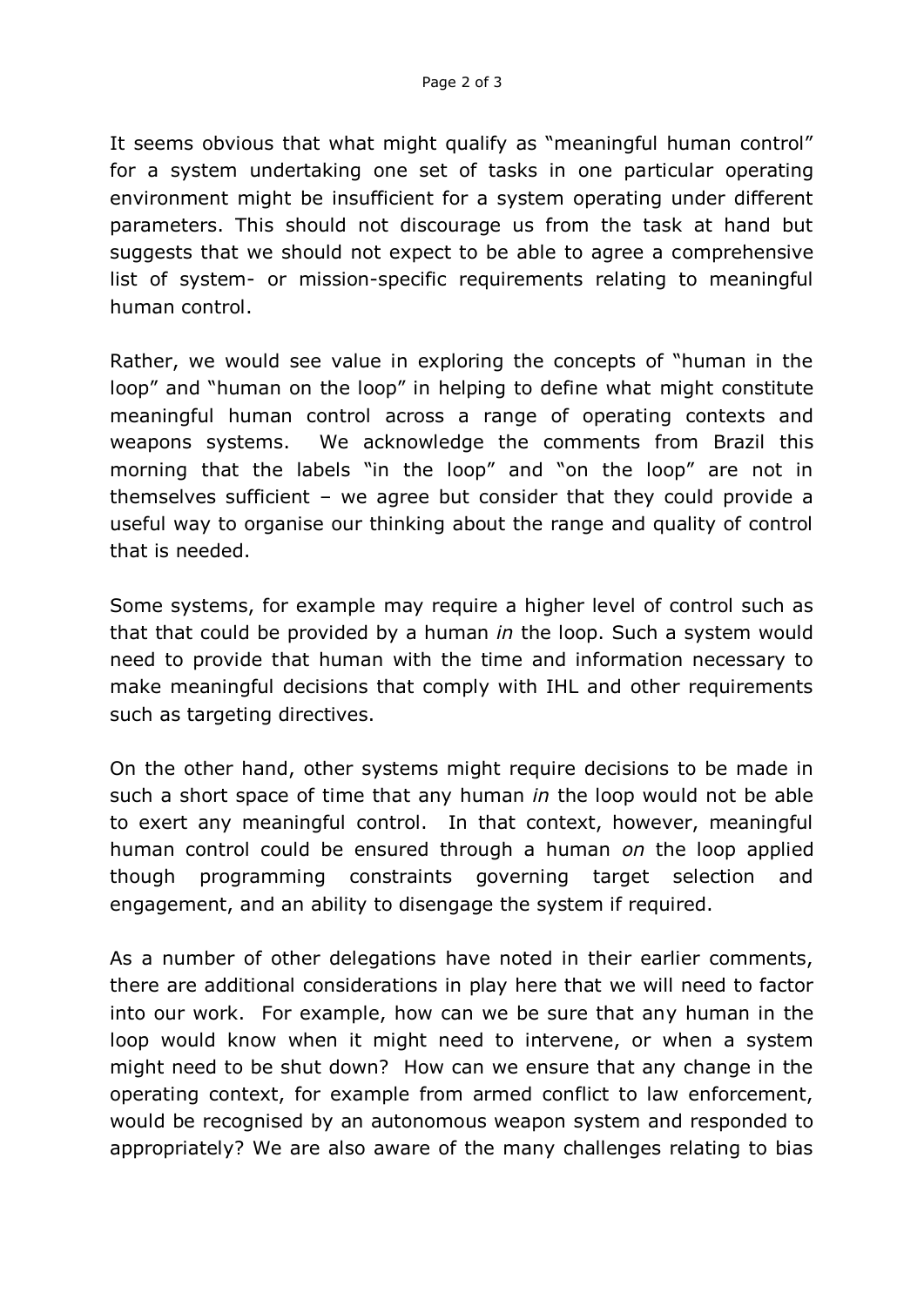It seems obvious that what might qualify as "meaningful human control" for a system undertaking one set of tasks in one particular operating environment might be insufficient for a system operating under different parameters. This should not discourage us from the task at hand but suggests that we should not expect to be able to agree a comprehensive list of system- or mission-specific requirements relating to meaningful human control.

Rather, we would see value in exploring the concepts of "human in the loop" and "human on the loop" in helping to define what might constitute meaningful human control across a range of operating contexts and weapons systems. We acknowledge the comments from Brazil this morning that the labels "in the loop" and "on the loop" are not in themselves sufficient – we agree but consider that they could provide a useful way to organise our thinking about the range and quality of control that is needed.

Some systems, for example may require a higher level of control such as that that could be provided by a human *in* the loop. Such a system would need to provide that human with the time and information necessary to make meaningful decisions that comply with IHL and other requirements such as targeting directives.

On the other hand, other systems might require decisions to be made in such a short space of time that any human *in* the loop would not be able to exert any meaningful control. In that context, however, meaningful human control could be ensured through a human *on* the loop applied though programming constraints governing target selection and engagement, and an ability to disengage the system if required.

As a number of other delegations have noted in their earlier comments, there are additional considerations in play here that we will need to factor into our work. For example, how can we be sure that any human in the loop would know when it might need to intervene, or when a system might need to be shut down? How can we ensure that any change in the operating context, for example from armed conflict to law enforcement, would be recognised by an autonomous weapon system and responded to appropriately? We are also aware of the many challenges relating to bias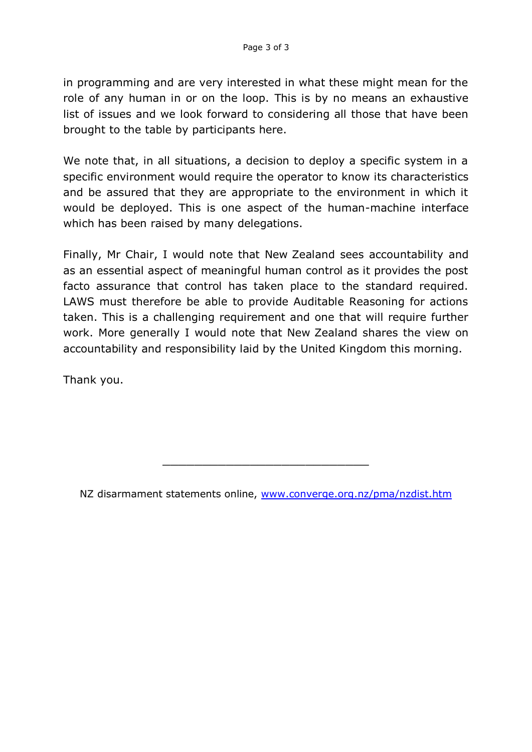in programming and are very interested in what these might mean for the role of any human in or on the loop. This is by no means an exhaustive list of issues and we look forward to considering all those that have been brought to the table by participants here.

We note that, in all situations, a decision to deploy a specific system in a specific environment would require the operator to know its characteristics and be assured that they are appropriate to the environment in which it would be deployed. This is one aspect of the human-machine interface which has been raised by many delegations.

Finally, Mr Chair, I would note that New Zealand sees accountability and as an essential aspect of meaningful human control as it provides the post facto assurance that control has taken place to the standard required. LAWS must therefore be able to provide Auditable Reasoning for actions taken. This is a challenging requirement and one that will require further work. More generally I would note that New Zealand shares the view on accountability and responsibility laid by the United Kingdom this morning.

Thank you.

---

NZ disarmament statements online, [www.converge.org.nz/pma/nzdist.htm](http://www.converge.org.nz/pma/nzdist.htm)